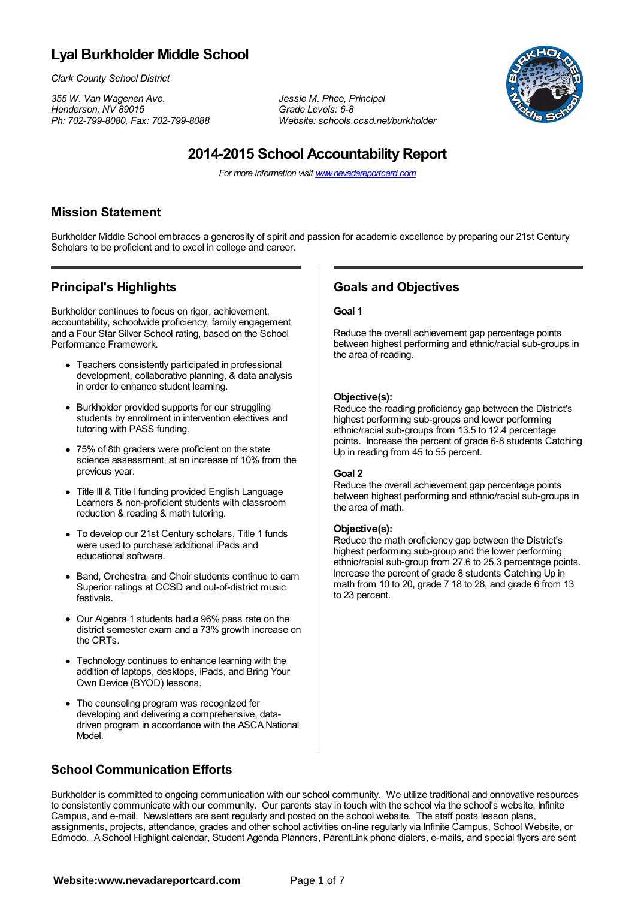# Lyal Burkholder Middle School

*Clark County School District*

*355 W. Van Wagenen Ave.*
*Henderson, NV 89015*
*Ph: 702-799-8080, Fax: 702-799-8088*

*Jessie M. Phee, Principal*
*Grade Levels: 6-8*
*Website: schools.ccsd.net/burkholder*

## 2014-2015 School Accountability Report

*For more information visit www.nevadareportcard.com*

### Mission Statement

Burkholder Middle School embraces a generosity of spirit and passion for academic excellence by preparing our 21st Century Scholars to be proficient and to excel in college and career.

### Principal's Highlights

Burkholder continues to focus on rigor, achievement, accountability, schoolwide proficiency, family engagement and a Four Star Silver School rating, based on the School Performance Framework.

- Teachers consistently participated in professional development, collaborative planning, & data analysis in order to enhance student learning.
- Burkholder provided supports for our struggling students by enrollment in intervention electives and tutoring with PASS funding.
- 75% of 8th graders were proficient on the state science assessment, at an increase of 10% from the previous year.
- Title III & Title I funding provided English Language Learners & non-proficient students with classroom reduction & reading & math tutoring.
- To develop our 21st Century scholars, Title 1 funds were used to purchase additional iPads and educational software.
- Band, Orchestra, and Choir students continue to earn Superior ratings at CCSD and out-of-district music festivals.
- Our Algebra 1 students had a 96% pass rate on the district semester exam and a 73% growth increase on the CRTs.
- Technology continues to enhance learning with the addition of laptops, desktops, iPads, and Bring Your Own Device (BYOD) lessons.
- The counseling program was recognized for developing and delivering a comprehensive, data-driven program in accordance with the ASCA National Model.

### Goals and Objectives

**Goal 1**

Reduce the overall achievement gap percentage points between highest performing and ethnic/racial sub-groups in the area of reading.

**Objective(s):**
Reduce the reading proficiency gap between the District's highest performing sub-groups and lower performing ethnic/racial sub-groups from 13.5 to 12.4 percentage points. Increase the percent of grade 6-8 students Catching Up in reading from 45 to 55 percent.

**Goal 2**
Reduce the overall achievement gap percentage points between highest performing and ethnic/racial sub-groups in the area of math.

**Objective(s):**
Reduce the math proficiency gap between the District's highest performing sub-group and the lower performing ethnic/racial sub-group from 27.6 to 25.3 percentage points. Increase the percent of grade 8 students Catching Up in math from 10 to 20, grade 7 18 to 28, and grade 6 from 13 to 23 percent.

### School Communication Efforts

Burkholder is committed to ongoing communication with our school community. We utilize traditional and onnovative resources to consistently communicate with our community. Our parents stay in touch with the school via the school's website, Infinite Campus, and e-mail. Newsletters are sent regularly and posted on the school website. The staff posts lesson plans, assignments, projects, attendance, grades and other school activities on-line regularly via Infinite Campus, School Website, or Edmodo. A School Highlight calendar, Student Agenda Planners, ParentLink phone dialers, e-mails, and special flyers are sent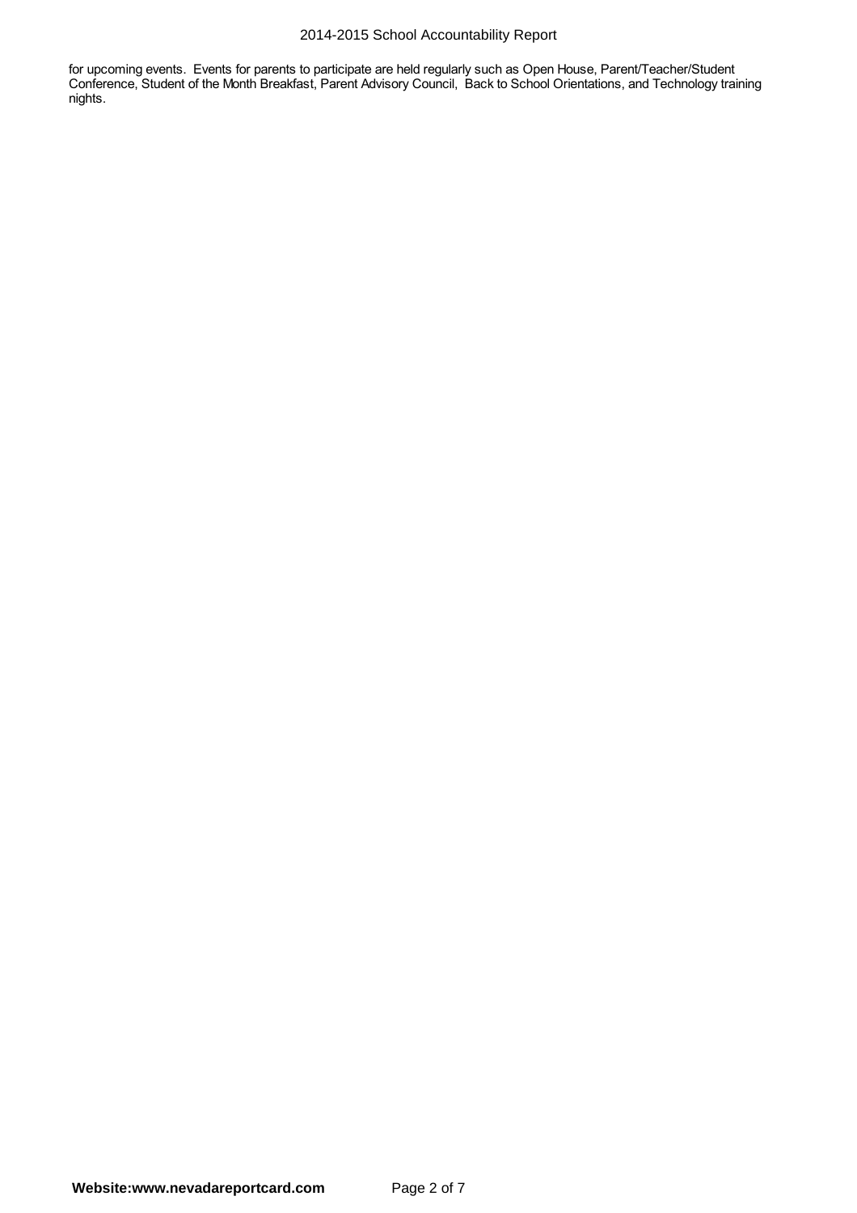for upcoming events. Events for parents to participate are held regularly such as Open House, Parent/Teacher/Student Conference, Student of the Month Breakfast, Parent Advisory Council, Back to School Orientations, and Technology training nights.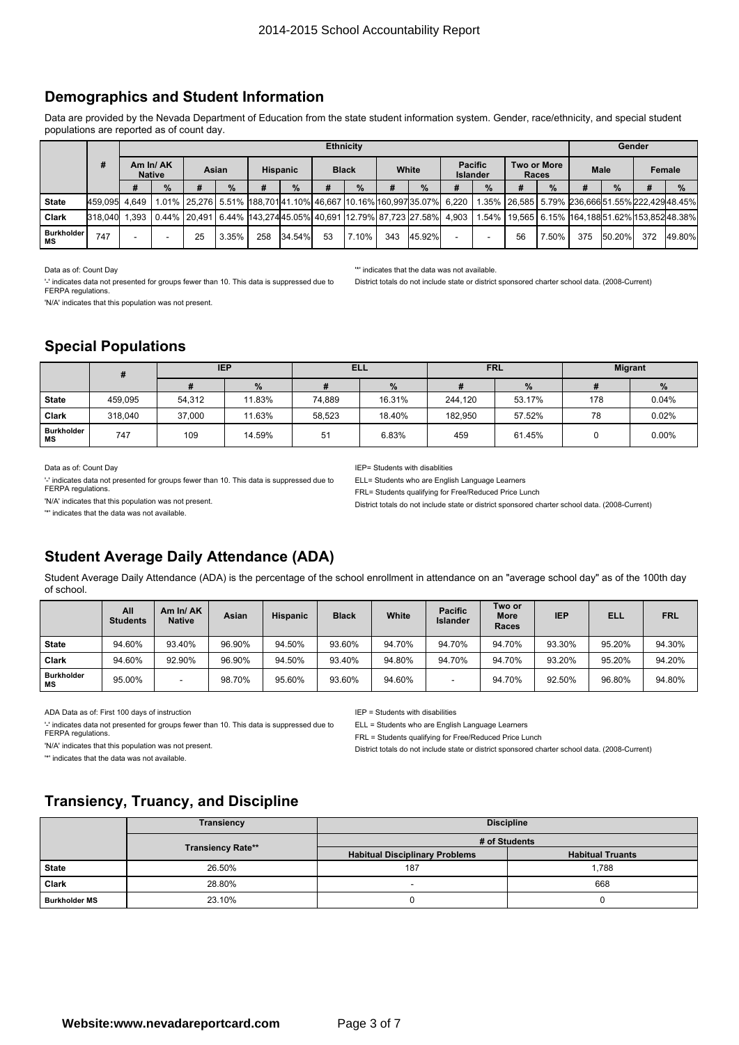## Demographics and Student Information

Data are provided by the Nevada Department of Education from the state student information system. Gender, race/ethnicity, and special student populations are reported as of count day.

| | # | Ethnicity | | | | | | | | | | | | | | Gender | | | |
|---|---|---|---|---|---|---|---|---|---|---|---|---|---|---|---|---|---|---|---|
| | | Am In/ AK Native | | Asian | | Hispanic | | Black | | White | | Pacific Islander | | Two or More Races | | Male | | Female | |
| | | # | % | # | % | # | % | # | % | # | % | # | % | # | % | # | % | # | % |
| **State** | 459,095 | 4,649 | 1.01% | 25,276 | 5.51% | 188,701 | 41.10% | 46,667 | 10.16% | 160,997 | 35.07% | 6,220 | 1.35% | 26,585 | 5.79% | 236,666 | 51.55% | 222,429 | 48.45% |
| **Clark** | 318,040 | 1,393 | 0.44% | 20,491 | 6.44% | 143,274 | 45.05% | 40,691 | 12.79% | 87,723 | 27.58% | 4,903 | 1.54% | 19,565 | 6.15% | 164,188 | 51.62% | 153,852 | 48.38% |
| **Burkholder MS** | 747 | - | - | 25 | 3.35% | 258 | 34.54% | 53 | 7.10% | 343 | 45.92% | - | - | 56 | 7.50% | 375 | 50.20% | 372 | 49.80% |

Data as of: Count Day

'-' indicates data not presented for groups fewer than 10. This data is suppressed due to FERPA regulations.

'N/A' indicates that this population was not present.

'*' indicates that the data was not available.

District totals do not include state or district sponsored charter school data. (2008-Current)

## Special Populations

| | # | IEP | | ELL | | FRL | | Migrant | |
|---|---|---|---|---|---|---|---|---|---|
| | | # | % | # | % | # | % | # | % |
| **State** | 459,095 | 54,312 | 11.83% | 74,889 | 16.31% | 244,120 | 53.17% | 178 | 0.04% |
| **Clark** | 318,040 | 37,000 | 11.63% | 58,523 | 18.40% | 182,950 | 57.52% | 78 | 0.02% |
| **Burkholder MS** | 747 | 109 | 14.59% | 51 | 6.83% | 459 | 61.45% | 0 | 0.00% |

Data as of: Count Day

'-' indicates data not presented for groups fewer than 10. This data is suppressed due to FERPA regulations.

'N/A' indicates that this population was not present.

'*' indicates that the data was not available.

IEP= Students with disablities

ELL= Students who are English Language Learners

FRL= Students qualifying for Free/Reduced Price Lunch

District totals do not include state or district sponsored charter school data. (2008-Current)

## Student Average Daily Attendance (ADA)

Student Average Daily Attendance (ADA) is the percentage of the school enrollment in attendance on an "average school day" as of the 100th day of school.

| | All Students | Am In/ AK Native | Asian | Hispanic | Black | White | Pacific Islander | Two or More Races | IEP | ELL | FRL |
|---|---|---|---|---|---|---|---|---|---|---|---|
| **State** | 94.60% | 93.40% | 96.90% | 94.50% | 93.60% | 94.70% | 94.70% | 94.70% | 93.30% | 95.20% | 94.30% |
| **Clark** | 94.60% | 92.90% | 96.90% | 94.50% | 93.40% | 94.80% | 94.70% | 94.70% | 93.20% | 95.20% | 94.20% |
| **Burkholder MS** | 95.00% | - | 98.70% | 95.60% | 93.60% | 94.60% | - | 94.70% | 92.50% | 96.80% | 94.80% |

ADA Data as of: First 100 days of instruction

'-' indicates data not presented for groups fewer than 10. This data is suppressed due to FERPA regulations.

'N/A' indicates that this population was not present.

'*' indicates that the data was not available.

IEP = Students with disabilities

ELL = Students who are English Language Learners

FRL = Students qualifying for Free/Reduced Price Lunch

District totals do not include state or district sponsored charter school data. (2008-Current)

## Transiency, Truancy, and Discipline

| | Transiency | Discipline | |
|---|---|---|---|
| | Transiency Rate** | # of Students | |
| | | Habitual Disciplinary Problems | Habitual Truants |
| **State** | 26.50% | 187 | 1,788 |
| **Clark** | 28.80% | - | 668 |
| **Burkholder MS** | 23.10% | 0 | 0 |

Website:www.nevadareportcard.com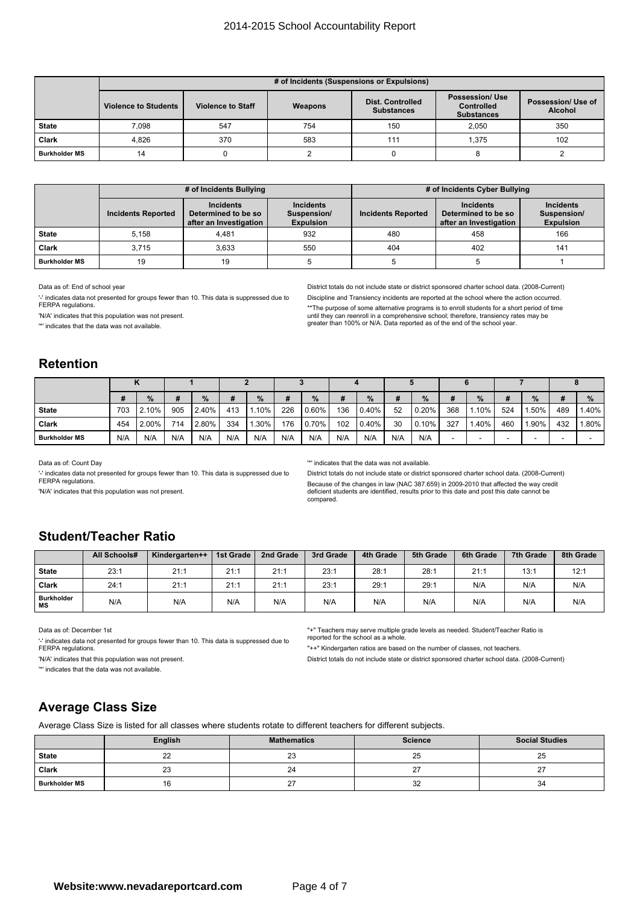| | # of Incidents (Suspensions or Expulsions) | | | | | |
|---|---|---|---|---|---|---|
| | Violence to Students | Violence to Staff | Weapons | Dist. Controlled Substances | Possession/ Use Controlled Substances | Possession/ Use of Alcohol |
| State | 7,098 | 547 | 754 | 150 | 2,050 | 350 |
| Clark | 4,826 | 370 | 583 | 111 | 1,375 | 102 |
| Burkholder MS | 14 | 0 | 2 | 0 | 8 | 2 |

| | # of Incidents Bullying | | | # of Incidents Cyber Bullying | | |
|---|---|---|---|---|---|---|
| | Incidents Reported | Incidents Determined to be so after an Investigation | Incidents Suspension/ Expulsion | Incidents Reported | Incidents Determined to be so after an Investigation | Incidents Suspension/ Expulsion |
| State | 5,158 | 4,481 | 932 | 480 | 458 | 166 |
| Clark | 3,715 | 3,633 | 550 | 404 | 402 | 141 |
| Burkholder MS | 19 | 19 | 5 | 5 | 5 | 1 |

Data as of: End of school year

'-' indicates data not presented for groups fewer than 10. This data is suppressed due to FERPA regulations.

'N/A' indicates that this population was not present.

'*' indicates that the data was not available.

District totals do not include state or district sponsored charter school data. (2008-Current)

Discipline and Transiency incidents are reported at the school where the action occurred.

**The purpose of some alternative programs is to enroll students for a short period of time until they can reenroll in a comprehensive school; therefore, transiency rates may be greater than 100% or N/A. Data reported as of the end of the school year.

## Retention

| | K | | 1 | | 2 | | 3 | | 4 | | 5 | | 6 | | 7 | | 8 | |
|---|---|---|---|---|---|---|---|---|---|---|---|---|---|---|---|---|---|---|
| | # | % | # | % | # | % | # | % | # | % | # | % | # | % | # | % | # | % |
| State | 703 | 2.10% | 905 | 2.40% | 413 | 1.10% | 226 | 0.60% | 136 | 0.40% | 52 | 0.20% | 368 | 1.10% | 524 | 1.50% | 489 | 1.40% |
| Clark | 454 | 2.00% | 714 | 2.80% | 334 | 1.30% | 176 | 0.70% | 102 | 0.40% | 30 | 0.10% | 327 | 1.40% | 460 | 1.90% | 432 | 1.80% |
| Burkholder MS | N/A | N/A | N/A | N/A | N/A | N/A | N/A | N/A | N/A | N/A | N/A | N/A | - | - | - | - | - | - |

Data as of: Count Day

'-' indicates data not presented for groups fewer than 10. This data is suppressed due to FERPA regulations.

'N/A' indicates that this population was not present.

'*' indicates that the data was not available.

District totals do not include state or district sponsored charter school data. (2008-Current)

Because of the changes in law (NAC 387.659) in 2009-2010 that affected the way credit deficient students are identified, results prior to this date and post this date cannot be compared.

## Student/Teacher Ratio

| | All Schools# | Kindergarten++ | 1st Grade | 2nd Grade | 3rd Grade | 4th Grade | 5th Grade | 6th Grade | 7th Grade | 8th Grade |
|---|---|---|---|---|---|---|---|---|---|---|
| State | 23:1 | 21:1 | 21:1 | 21:1 | 23:1 | 28:1 | 28:1 | 21:1 | 13:1 | 12:1 |
| Clark | 24:1 | 21:1 | 21:1 | 21:1 | 23:1 | 29:1 | 29:1 | N/A | N/A | N/A |
| Burkholder MS | N/A | N/A | N/A | N/A | N/A | N/A | N/A | N/A | N/A | N/A |

Data as of: December 1st

'-' indicates data not presented for groups fewer than 10. This data is suppressed due to FERPA regulations.

'N/A' indicates that this population was not present.

'*' indicates that the data was not available.

"+" Teachers may serve multiple grade levels as needed. Student/Teacher Ratio is reported for the school as a whole.

"++" Kindergarten ratios are based on the number of classes, not teachers.

District totals do not include state or district sponsored charter school data. (2008-Current)

## Average Class Size

Average Class Size is listed for all classes where students rotate to different teachers for different subjects.

| | English | Mathematics | Science | Social Studies |
|---|---|---|---|---|
| State | 22 | 23 | 25 | 25 |
| Clark | 23 | 24 | 27 | 27 |
| Burkholder MS | 16 | 27 | 32 | 34 |

**Website:www.nevadareportcard.com**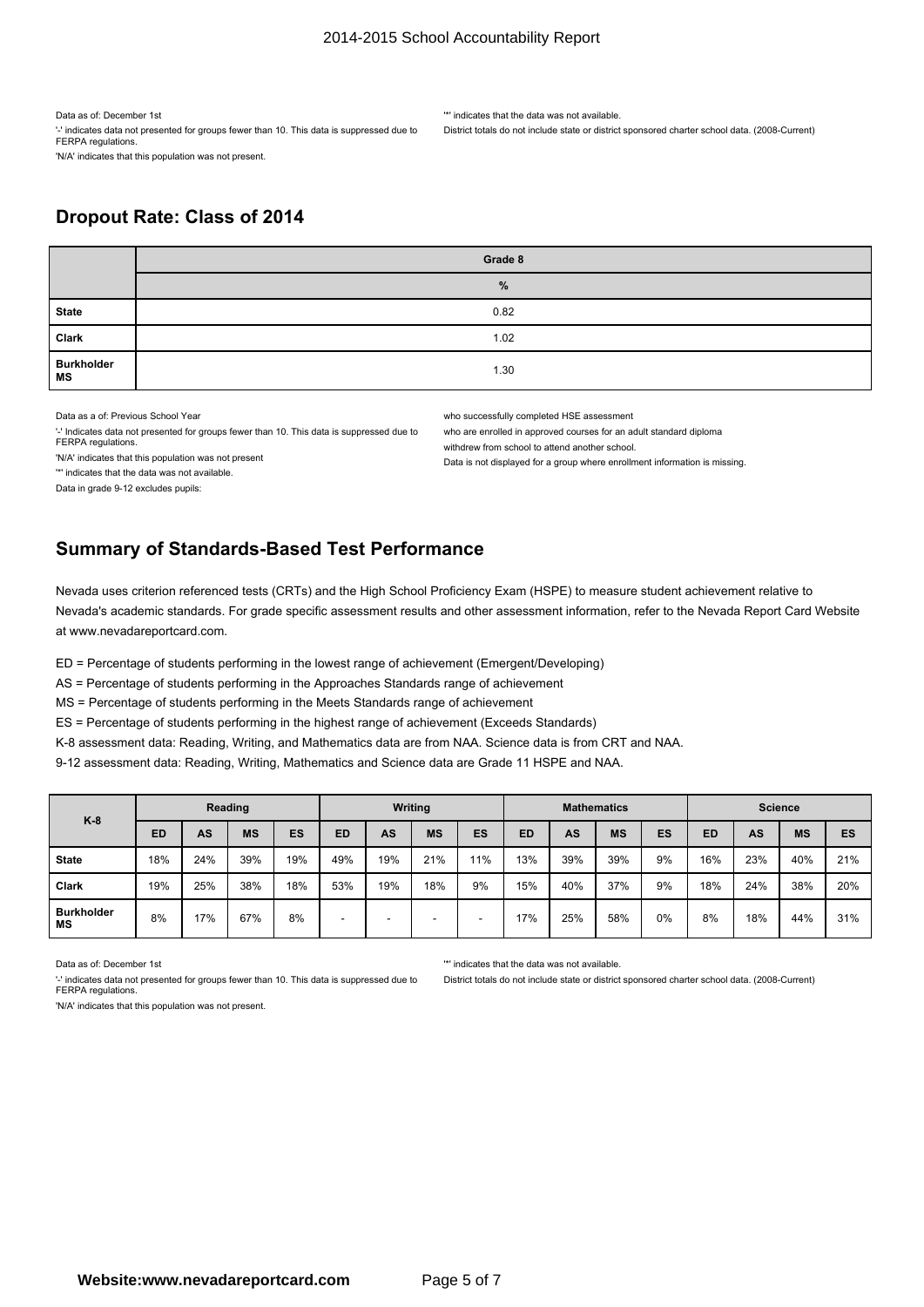Data as of: December 1st

'-' indicates data not presented for groups fewer than 10. This data is suppressed due to FERPA regulations.

'N/A' indicates that this population was not present.

'*' indicates that the data was not available.

District totals do not include state or district sponsored charter school data. (2008-Current)

## Dropout Rate: Class of 2014

| | Grade 8 |
|---|---|
| | % |
| State | 0.82 |
| Clark | 1.02 |
| Burkholder MS | 1.30 |

Data as a of: Previous School Year

'-' Indicates data not presented for groups fewer than 10. This data is suppressed due to FERPA regulations.

'N/A' indicates that this population was not present

'*' indicates that the data was not available.

Data in grade 9-12 excludes pupils:

who successfully completed HSE assessment

who are enrolled in approved courses for an adult standard diploma

withdrew from school to attend another school.

Data is not displayed for a group where enrollment information is missing.

## Summary of Standards-Based Test Performance

Nevada uses criterion referenced tests (CRTs) and the High School Proficiency Exam (HSPE) to measure student achievement relative to Nevada's academic standards. For grade specific assessment results and other assessment information, refer to the Nevada Report Card Website at www.nevadareportcard.com.

ED = Percentage of students performing in the lowest range of achievement (Emergent/Developing)

AS = Percentage of students performing in the Approaches Standards range of achievement

MS = Percentage of students performing in the Meets Standards range of achievement

ES = Percentage of students performing in the highest range of achievement (Exceeds Standards)

K-8 assessment data: Reading, Writing, and Mathematics data are from NAA. Science data is from CRT and NAA.

9-12 assessment data: Reading, Writing, Mathematics and Science data are Grade 11 HSPE and NAA.

| K-8 | Reading | | | | Writing | | | | Mathematics | | | | Science | | | |
|---|---|---|---|---|---|---|---|---|---|---|---|---|---|---|---|---|
| | ED | AS | MS | ES | ED | AS | MS | ES | ED | AS | MS | ES | ED | AS | MS | ES |
| State | 18% | 24% | 39% | 19% | 49% | 19% | 21% | 11% | 13% | 39% | 39% | 9% | 16% | 23% | 40% | 21% |
| Clark | 19% | 25% | 38% | 18% | 53% | 19% | 18% | 9% | 15% | 40% | 37% | 9% | 18% | 24% | 38% | 20% |
| Burkholder MS | 8% | 17% | 67% | 8% | - | - | - | - | 17% | 25% | 58% | 0% | 8% | 18% | 44% | 31% |

Data as of: December 1st

'-' indicates data not presented for groups fewer than 10. This data is suppressed due to FERPA regulations.

'N/A' indicates that this population was not present.

'*' indicates that the data was not available.

District totals do not include state or district sponsored charter school data. (2008-Current)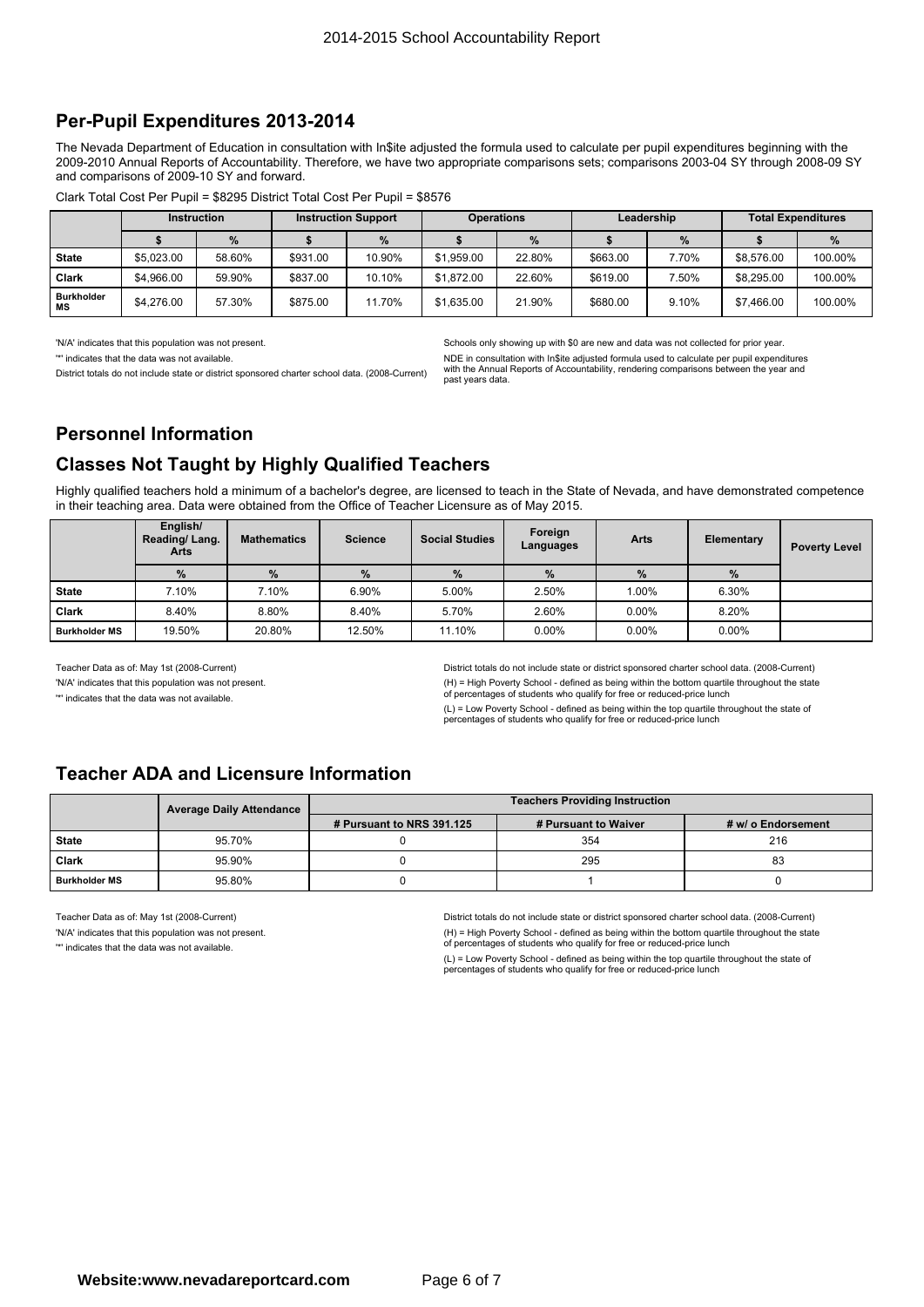## Per-Pupil Expenditures 2013-2014

The Nevada Department of Education in consultation with In$ite adjusted the formula used to calculate per pupil expenditures beginning with the 2009-2010 Annual Reports of Accountability. Therefore, we have two appropriate comparisons sets; comparisons 2003-04 SY through 2008-09 SY and comparisons of 2009-10 SY and forward.

Clark Total Cost Per Pupil = $8295 District Total Cost Per Pupil = $8576

| | Instruction | | Instruction Support | | Operations | | Leadership | | Total Expenditures | |
|---|---|---|---|---|---|---|---|---|---|---|
| | $ | % | $ | % | $ | % | $ | % | $ | % |
| **State** | $5,023.00 | 58.60% | $931.00 | 10.90% | $1,959.00 | 22.80% | $663.00 | 7.70% | $8,576.00 | 100.00% |
| **Clark** | $4,966.00 | 59.90% | $837.00 | 10.10% | $1,872.00 | 22.60% | $619.00 | 7.50% | $8,295.00 | 100.00% |
| **Burkholder MS** | $4,276.00 | 57.30% | $875.00 | 11.70% | $1,635.00 | 21.90% | $680.00 | 9.10% | $7,466.00 | 100.00% |

'N/A' indicates that this population was not present.

'*' indicates that the data was not available.

District totals do not include state or district sponsored charter school data. (2008-Current)

Schools only showing up with $0 are new and data was not collected for prior year.

NDE in consultation with In$ite adjusted formula used to calculate per pupil expenditures with the Annual Reports of Accountability, rendering comparisons between the year and past years data.

## Personnel Information

## Classes Not Taught by Highly Qualified Teachers

Highly qualified teachers hold a minimum of a bachelor's degree, are licensed to teach in the State of Nevada, and have demonstrated competence in their teaching area. Data were obtained from the Office of Teacher Licensure as of May 2015.

| | English/ Reading/ Lang. Arts | Mathematics | Science | Social Studies | Foreign Languages | Arts | Elementary | Poverty Level |
|---|---|---|---|---|---|---|---|---|
| | % | % | % | % | % | % | % | |
| **State** | 7.10% | 7.10% | 6.90% | 5.00% | 2.50% | 1.00% | 6.30% | |
| **Clark** | 8.40% | 8.80% | 8.40% | 5.70% | 2.60% | 0.00% | 8.20% | |
| **Burkholder MS** | 19.50% | 20.80% | 12.50% | 11.10% | 0.00% | 0.00% | 0.00% | |

Teacher Data as of: May 1st (2008-Current)

'N/A' indicates that this population was not present.

'*' indicates that the data was not available.

District totals do not include state or district sponsored charter school data. (2008-Current)

(H) = High Poverty School - defined as being within the bottom quartile throughout the state of percentages of students who qualify for free or reduced-price lunch

(L) = Low Poverty School - defined as being within the top quartile throughout the state of percentages of students who qualify for free or reduced-price lunch

## Teacher ADA and Licensure Information

| | Average Daily Attendance | Teachers Providing Instruction | | |
|---|---|---|---|---|
| | | # Pursuant to NRS 391.125 | # Pursuant to Waiver | # w/ o Endorsement |
| **State** | 95.70% | 0 | 354 | 216 |
| **Clark** | 95.90% | 0 | 295 | 83 |
| **Burkholder MS** | 95.80% | 0 | 1 | 0 |

Teacher Data as of: May 1st (2008-Current)

'N/A' indicates that this population was not present.

'*' indicates that the data was not available.

District totals do not include state or district sponsored charter school data. (2008-Current)

(H) = High Poverty School - defined as being within the bottom quartile throughout the state of percentages of students who qualify for free or reduced-price lunch

(L) = Low Poverty School - defined as being within the top quartile throughout the state of percentages of students who qualify for free or reduced-price lunch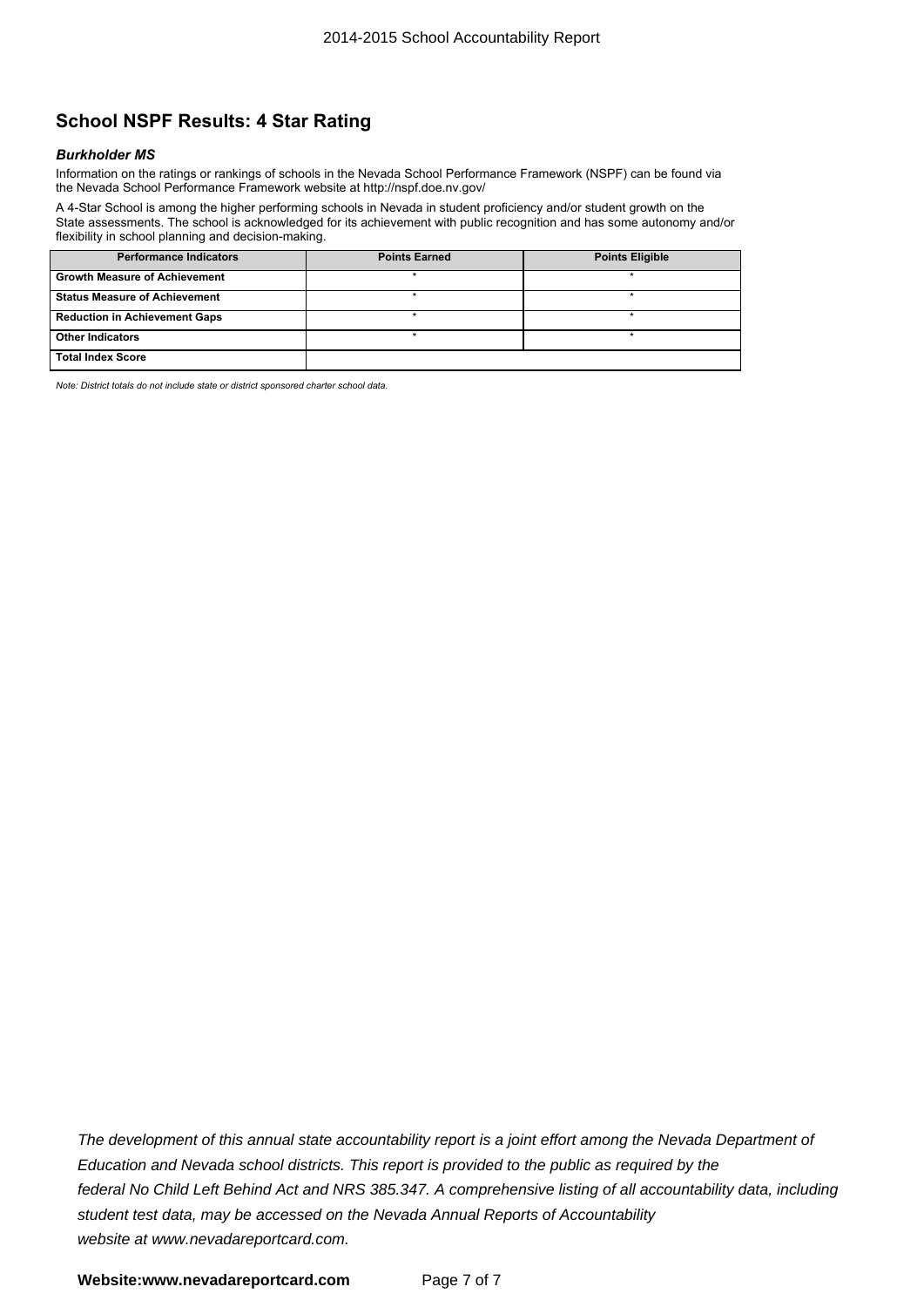## School NSPF Results: 4 Star Rating

***Burkholder MS***

Information on the ratings or rankings of schools in the Nevada School Performance Framework (NSPF) can be found via the Nevada School Performance Framework website at http://nspf.doe.nv.gov/

A 4-Star School is among the higher performing schools in Nevada in student proficiency and/or student growth on the State assessments. The school is acknowledged for its achievement with public recognition and has some autonomy and/or flexibility in school planning and decision-making.

| Performance Indicators | Points Earned | Points Eligible |
|---|---|---|
| Growth Measure of Achievement | * | * |
| Status Measure of Achievement | * | * |
| Reduction in Achievement Gaps | * | * |
| Other Indicators | * | * |
| Total Index Score | | |

*Note: District totals do not include state or district sponsored charter school data.*

*The development of this annual state accountability report is a joint effort among the Nevada Department of Education and Nevada school districts. This report is provided to the public as required by the federal No Child Left Behind Act and NRS 385.347. A comprehensive listing of all accountability data, including student test data, may be accessed on the Nevada Annual Reports of Accountability website at www.nevadareportcard.com.*